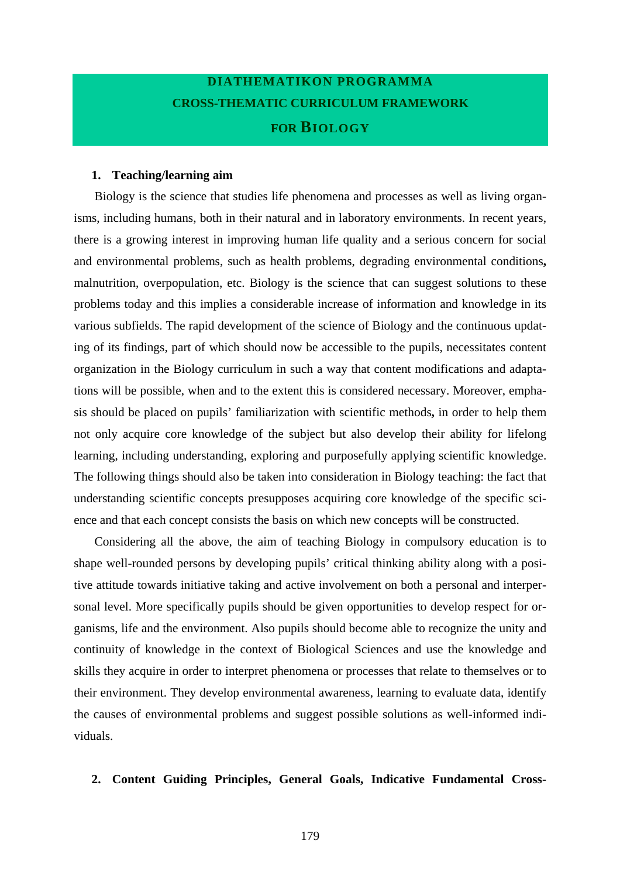# DIATHEMATIKON PROGRAMMA
# CROSS-THEMATIC CURRICULUM FRAMEWORK
# FOR BIOLOGY

## 1. Teaching/learning aim

Biology is the science that studies life phenomena and processes as well as living organisms, including humans, both in their natural and in laboratory environments. In recent years, there is a growing interest in improving human life quality and a serious concern for social and environmental problems, such as health problems, degrading environmental conditions, malnutrition, overpopulation, etc. Biology is the science that can suggest solutions to these problems today and this implies a considerable increase of information and knowledge in its various subfields. The rapid development of the science of Biology and the continuous updating of its findings, part of which should now be accessible to the pupils, necessitates content organization in the Biology curriculum in such a way that content modifications and adaptations will be possible, when and to the extent this is considered necessary. Moreover, emphasis should be placed on pupils' familiarization with scientific methods, in order to help them not only acquire core knowledge of the subject but also develop their ability for lifelong learning, including understanding, exploring and purposefully applying scientific knowledge. The following things should also be taken into consideration in Biology teaching: the fact that understanding scientific concepts presupposes acquiring core knowledge of the specific science and that each concept consists the basis on which new concepts will be constructed.

Considering all the above, the aim of teaching Biology in compulsory education is to shape well-rounded persons by developing pupils' critical thinking ability along with a positive attitude towards initiative taking and active involvement on both a personal and interpersonal level. More specifically pupils should be given opportunities to develop respect for organisms, life and the environment. Also pupils should become able to recognize the unity and continuity of knowledge in the context of Biological Sciences and use the knowledge and skills they acquire in order to interpret phenomena or processes that relate to themselves or to their environment. They develop environmental awareness, learning to evaluate data, identify the causes of environmental problems and suggest possible solutions as well-informed individuals.

## 2. Content Guiding Principles, General Goals, Indicative Fundamental Cross-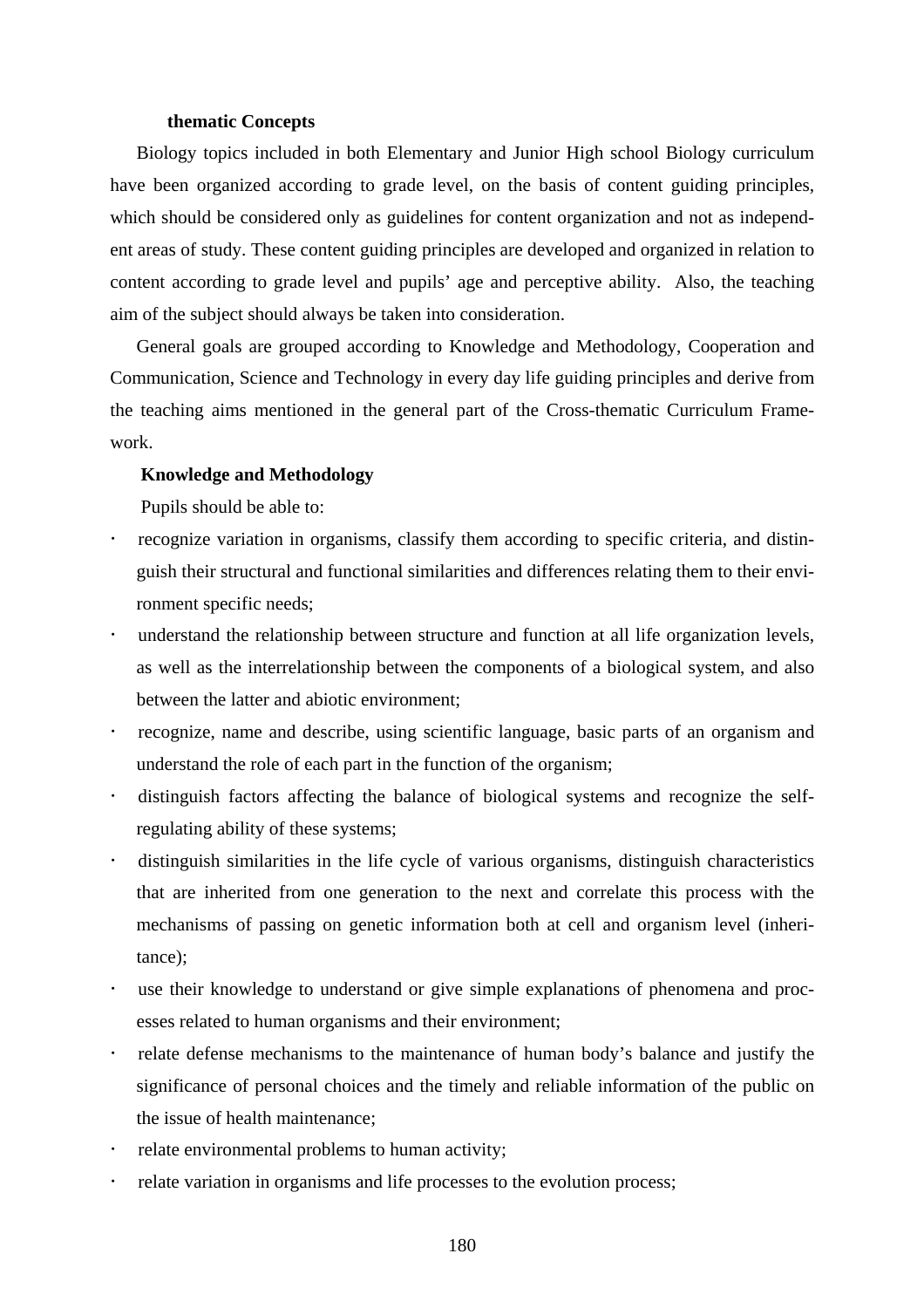### thematic Concepts

Biology topics included in both Elementary and Junior High school Biology curriculum have been organized according to grade level, on the basis of content guiding principles, which should be considered only as guidelines for content organization and not as independent areas of study. These content guiding principles are developed and organized in relation to content according to grade level and pupils' age and perceptive ability. Also, the teaching aim of the subject should always be taken into consideration.

General goals are grouped according to Knowledge and Methodology, Cooperation and Communication, Science and Technology in every day life guiding principles and derive from the teaching aims mentioned in the general part of the Cross-thematic Curriculum Framework.

**Knowledge and Methodology**

Pupils should be able to:

- recognize variation in organisms, classify them according to specific criteria, and distinguish their structural and functional similarities and differences relating them to their environment specific needs;
- understand the relationship between structure and function at all life organization levels, as well as the interrelationship between the components of a biological system, and also between the latter and abiotic environment;
- recognize, name and describe, using scientific language, basic parts of an organism and understand the role of each part in the function of the organism;
- distinguish factors affecting the balance of biological systems and recognize the self-regulating ability of these systems;
- distinguish similarities in the life cycle of various organisms, distinguish characteristics that are inherited from one generation to the next and correlate this process with the mechanisms of passing on genetic information both at cell and organism level (inheritance);
- use their knowledge to understand or give simple explanations of phenomena and processes related to human organisms and their environment;
- relate defense mechanisms to the maintenance of human body's balance and justify the significance of personal choices and the timely and reliable information of the public on the issue of health maintenance;
- relate environmental problems to human activity;
- relate variation in organisms and life processes to the evolution process;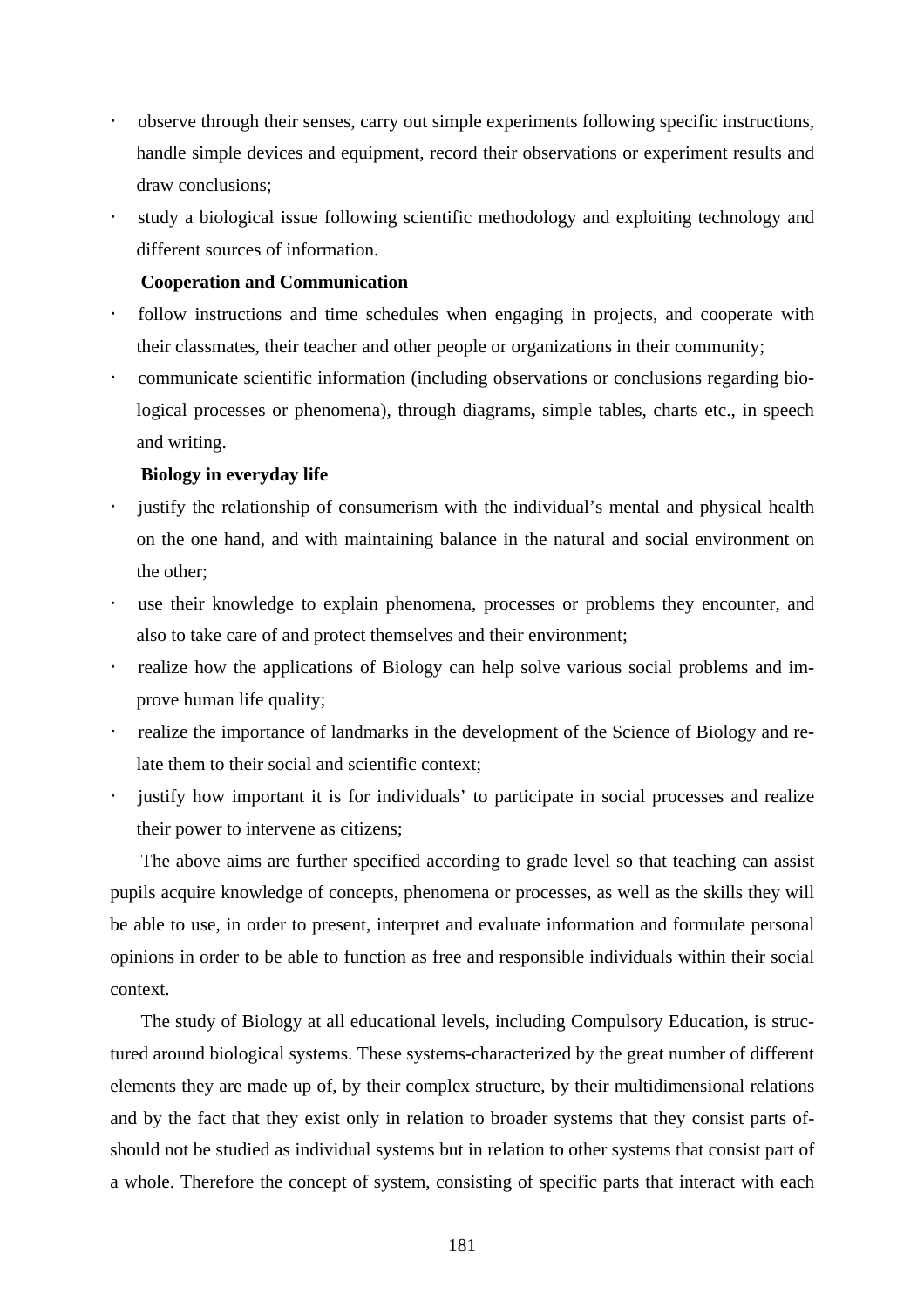- observe through their senses, carry out simple experiments following specific instructions, handle simple devices and equipment, record their observations or experiment results and draw conclusions;
- study a biological issue following scientific methodology and exploiting technology and different sources of information.

**Cooperation and Communication**

- follow instructions and time schedules when engaging in projects, and cooperate with their classmates, their teacher and other people or organizations in their community;
- communicate scientific information (including observations or conclusions regarding biological processes or phenomena), through diagrams**,** simple tables, charts etc., in speech and writing.

**Biology in everyday life**

- justify the relationship of consumerism with the individual's mental and physical health on the one hand, and with maintaining balance in the natural and social environment on the other;
- use their knowledge to explain phenomena, processes or problems they encounter, and also to take care of and protect themselves and their environment;
- realize how the applications of Biology can help solve various social problems and improve human life quality;
- realize the importance of landmarks in the development of the Science of Biology and relate them to their social and scientific context;
- justify how important it is for individuals' to participate in social processes and realize their power to intervene as citizens;

The above aims are further specified according to grade level so that teaching can assist pupils acquire knowledge of concepts, phenomena or processes, as well as the skills they will be able to use, in order to present, interpret and evaluate information and formulate personal opinions in order to be able to function as free and responsible individuals within their social context.

The study of Biology at all educational levels, including Compulsory Education, is structured around biological systems. These systems-characterized by the great number of different elements they are made up of, by their complex structure, by their multidimensional relations and by the fact that they exist only in relation to broader systems that they consist parts of-should not be studied as individual systems but in relation to other systems that consist part of a whole. Therefore the concept of system, consisting of specific parts that interact with each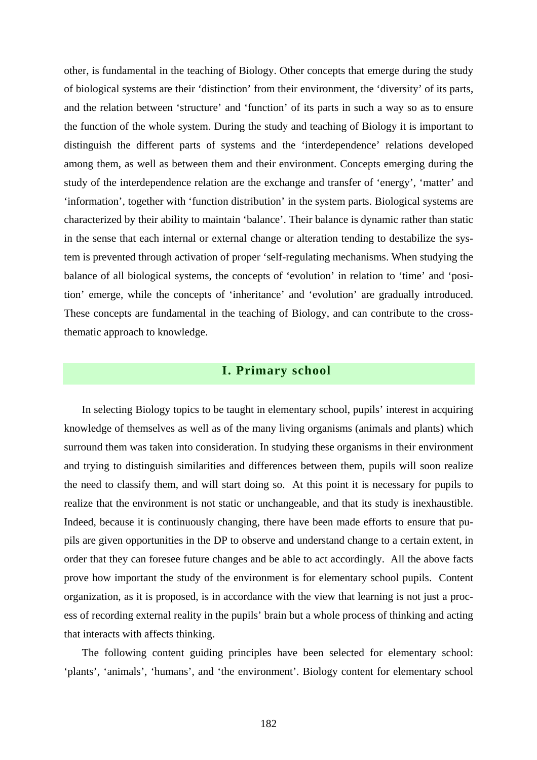other, is fundamental in the teaching of Biology. Other concepts that emerge during the study of biological systems are their 'distinction' from their environment, the 'diversity' of its parts, and the relation between 'structure' and 'function' of its parts in such a way so as to ensure the function of the whole system. During the study and teaching of Biology it is important to distinguish the different parts of systems and the 'interdependence' relations developed among them, as well as between them and their environment. Concepts emerging during the study of the interdependence relation are the exchange and transfer of 'energy', 'matter' and 'information', together with 'function distribution' in the system parts. Biological systems are characterized by their ability to maintain 'balance'. Their balance is dynamic rather than static in the sense that each internal or external change or alteration tending to destabilize the system is prevented through activation of proper 'self-regulating mechanisms. When studying the balance of all biological systems, the concepts of 'evolution' in relation to 'time' and 'position' emerge, while the concepts of 'inheritance' and 'evolution' are gradually introduced. These concepts are fundamental in the teaching of Biology, and can contribute to the cross-thematic approach to knowledge.

## I. Primary school

In selecting Biology topics to be taught in elementary school, pupils' interest in acquiring knowledge of themselves as well as of the many living organisms (animals and plants) which surround them was taken into consideration. In studying these organisms in their environment and trying to distinguish similarities and differences between them, pupils will soon realize the need to classify them, and will start doing so. At this point it is necessary for pupils to realize that the environment is not static or unchangeable, and that its study is inexhaustible. Indeed, because it is continuously changing, there have been made efforts to ensure that pupils are given opportunities in the DP to observe and understand change to a certain extent, in order that they can foresee future changes and be able to act accordingly. All the above facts prove how important the study of the environment is for elementary school pupils. Content organization, as it is proposed, is in accordance with the view that learning is not just a process of recording external reality in the pupils' brain but a whole process of thinking and acting that interacts with affects thinking.

The following content guiding principles have been selected for elementary school: 'plants', 'animals', 'humans', and 'the environment'. Biology content for elementary school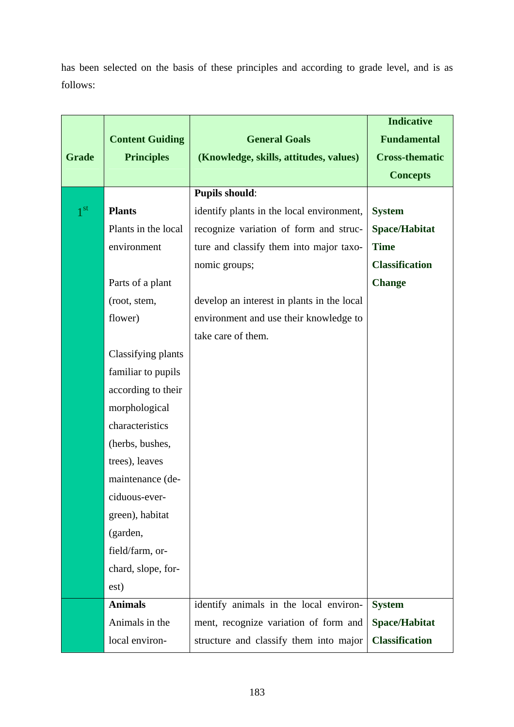has been selected on the basis of these principles and according to grade level, and is as follows:

| Grade | Content Guiding Principles | General Goals (Knowledge, skills, attitudes, values) | Indicative Fundamental Cross-thematic Concepts |
|---|---|---|---|
| 1st | **Plants**<br>Plants in the local environment<br><br>Parts of a plant (root, stem, flower)<br><br>Classifying plants familiar to pupils according to their morphological characteristics (herbs, bushes, trees), leaves maintenance (deciduous-evergreen), habitat (garden, field/farm, orchard, slope, forest) | **Pupils should**:<br>identify plants in the local environment, recognize variation of form and structure and classify them into major taxonomic groups;<br><br>develop an interest in plants in the local environment and use their knowledge to take care of them. | **System**<br>**Space/Habitat**<br>**Time**<br>**Classification**<br>**Change** |
| | **Animals**<br>Animals in the local environ- | identify animals in the local environment, recognize variation of form and structure and classify them into major | **System**<br>**Space/Habitat**<br>**Classification** |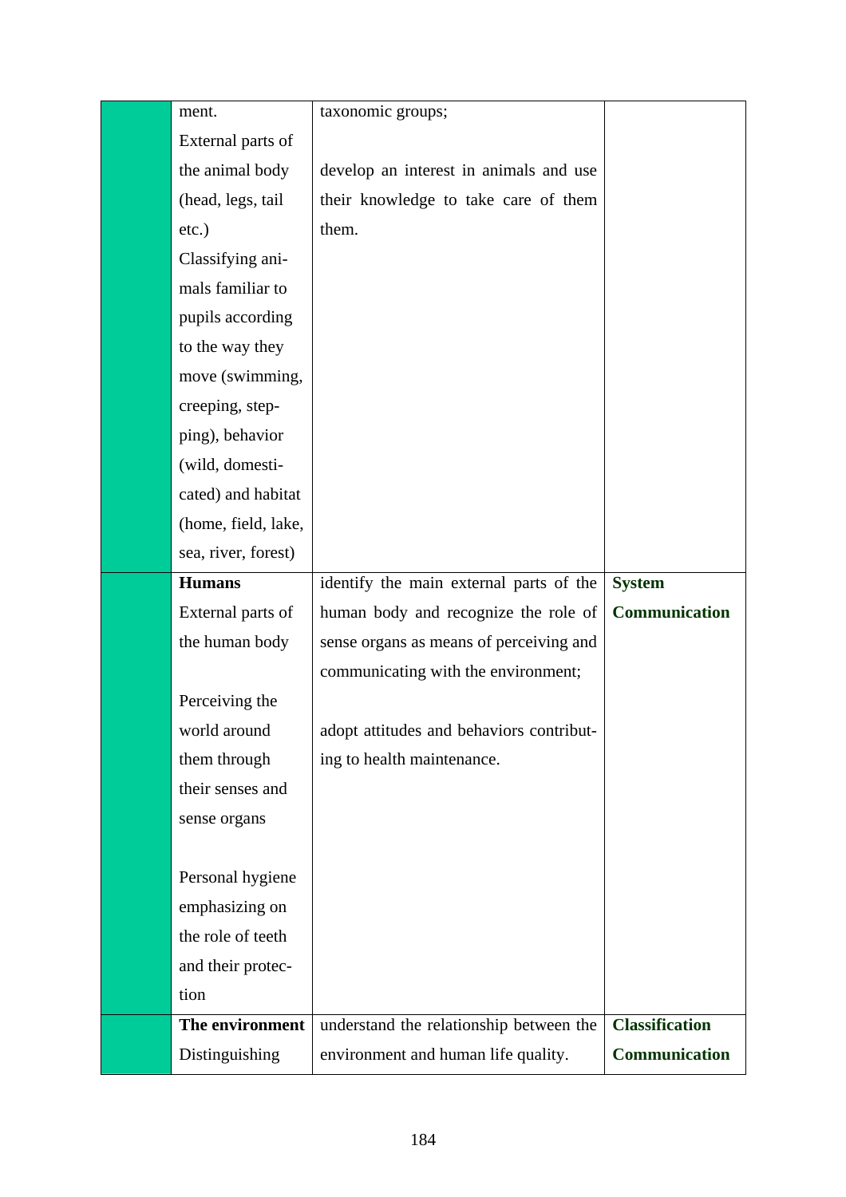| | | | |
|---|---|---|---|
| | ment. External parts of the animal body (head, legs, tail etc.) Classifying animals familiar to pupils according to the way they move (swimming, creeping, stepping), behavior (wild, domesticated) and habitat (home, field, lake, sea, river, forest) | taxonomic groups;<br><br>develop an interest in animals and use their knowledge to take care of them them. | |
| | **Humans**<br>External parts of the human body<br><br>Perceiving the world around them through their senses and sense organs<br><br>Personal hygiene emphasizing on the role of teeth and their protection | identify the main external parts of the human body and recognize the role of sense organs as means of perceiving and communicating with the environment;<br><br>adopt attitudes and behaviors contributing to health maintenance. | **System**<br>**Communication** |
| | **The environment**<br>Distinguishing | understand the relationship between the environment and human life quality. | **Classification**<br>**Communication** |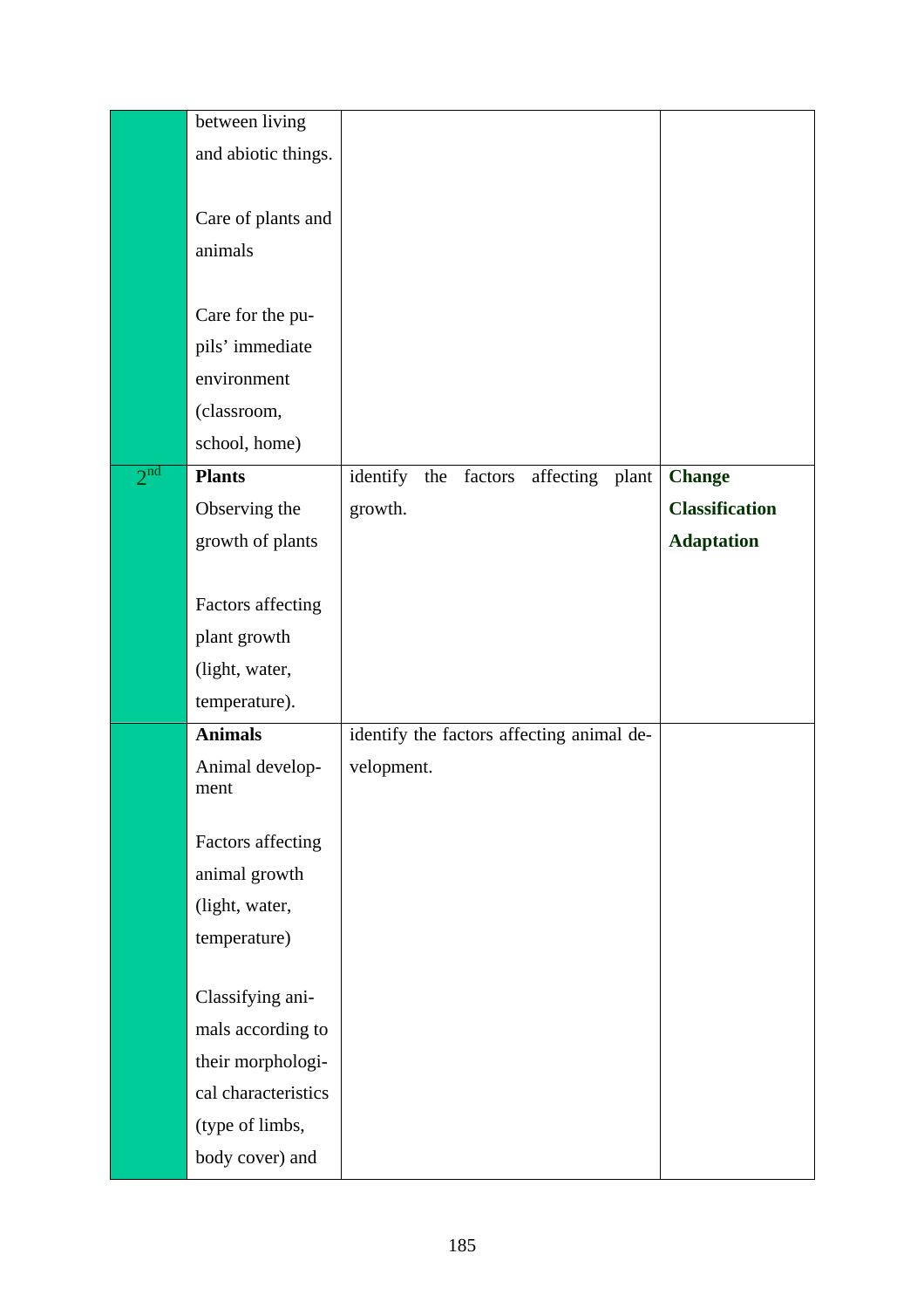| | | | |
|---|---|---|---|
| | between living and abiotic things.<br><br>Care of plants and animals<br><br>Care for the pupils' immediate environment (classroom, school, home) | | |
| 2nd | **Plants**<br>Observing the growth of plants<br><br>Factors affecting plant growth (light, water, temperature). | identify the factors affecting plant growth. | **Change**<br>**Classification**<br>**Adaptation** |
| | **Animals**<br>Animal development<br><br>Factors affecting animal growth (light, water, temperature)<br><br>Classifying animals according to their morphological characteristics (type of limbs, body cover) and | identify the factors affecting animal development. | |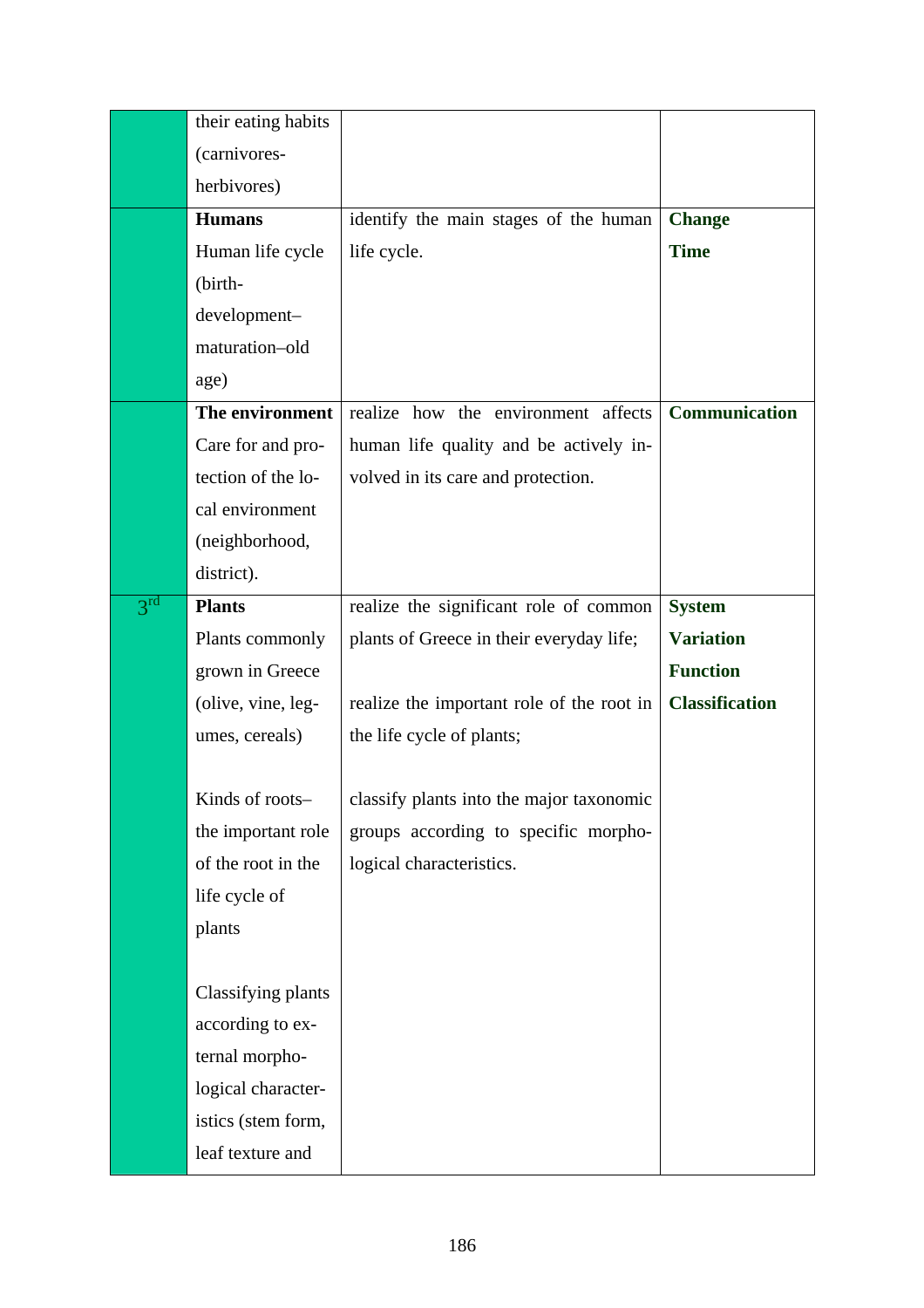| | | | |
|---|---|---|---|
| | their eating habits (carnivores-herbivores) | | |
| | **Humans** Human life cycle (birth-development–maturation–old age) | identify the main stages of the human life cycle. | **Change** **Time** |
| | **The environment** Care for and protection of the local environment (neighborhood, district). | realize how the environment affects human life quality and be actively involved in its care and protection. | **Communication** |
| 3rd | **Plants** Plants commonly grown in Greece (olive, vine, legumes, cereals)<br><br>Kinds of roots– the important role of the root in the life cycle of plants<br><br>Classifying plants according to external morphological characteristics (stem form, leaf texture and | realize the significant role of common plants of Greece in their everyday life;<br><br>realize the important role of the root in the life cycle of plants;<br><br>classify plants into the major taxonomic groups according to specific morphological characteristics. | **System** **Variation** **Function** **Classification** |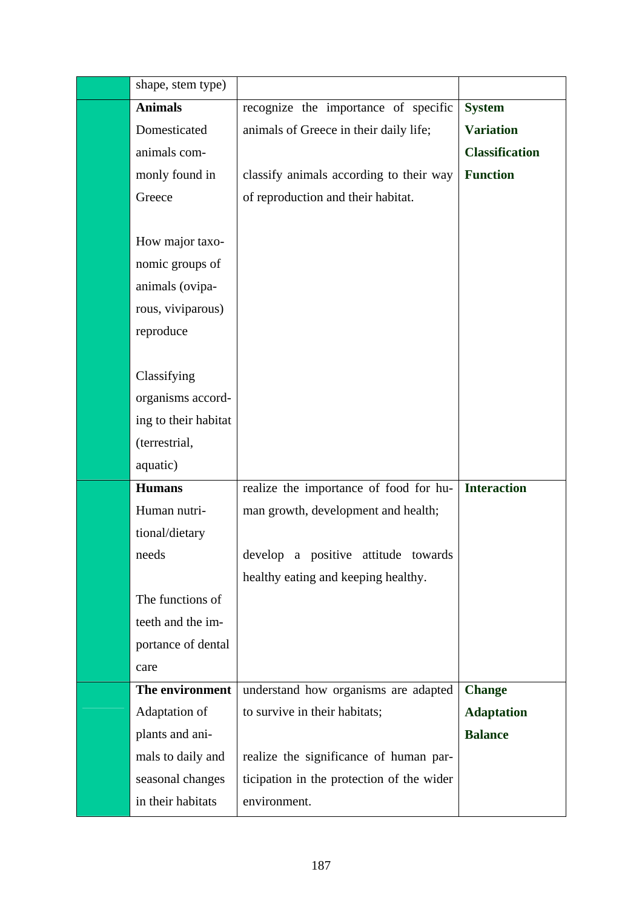| | | | |
|---|---|---|---|
| | shape, stem type) | | |
| | **Animals**<br>Domesticated animals commonly found in Greece<br><br>How major taxonomic groups of animals (oviparous, viviparous) reproduce<br><br>Classifying organisms according to their habitat (terrestrial, aquatic) | recognize the importance of specific animals of Greece in their daily life;<br><br>classify animals according to their way of reproduction and their habitat. | **System**<br>**Variation**<br>**Classification**<br>**Function** |
| | **Humans**<br>Human nutritional/dietary needs<br><br>The functions of teeth and the importance of dental care | realize the importance of food for human growth, development and health;<br><br>develop a positive attitude towards healthy eating and keeping healthy. | **Interaction** |
| | **The environment**<br>Adaptation of plants and animals to daily and seasonal changes in their habitats | understand how organisms are adapted to survive in their habitats;<br><br>realize the significance of human participation in the protection of the wider environment. | **Change**<br>**Adaptation**<br>**Balance** |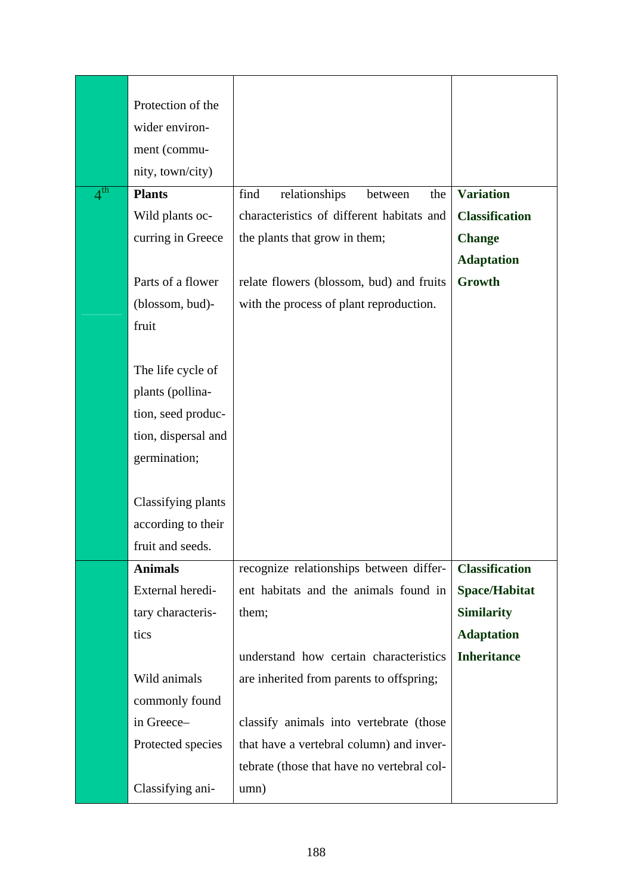| | | | |
|---|---|---|---|
| | Protection of the wider environment (community, town/city) | | |
| 4th | **Plants**<br>Wild plants occurring in Greece<br><br>Parts of a flower (blossom, bud)-fruit<br><br>The life cycle of plants (pollination, seed production, dispersal and germination;<br><br>Classifying plants according to their fruit and seeds. | find relationships between the characteristics of different habitats and the plants that grow in them;<br><br>relate flowers (blossom, bud) and fruits with the process of plant reproduction. | **Variation**<br>**Classification**<br>**Change**<br>**Adaptation**<br>**Growth** |
| | **Animals**<br>External hereditary characteristics<br><br>Wild animals commonly found in Greece–Protected species<br><br>Classifying ani- | recognize relationships between different habitats and the animals found in them;<br><br>understand how certain characteristics are inherited from parents to offspring;<br><br>classify animals into vertebrate (those that have a vertebral column) and invertebrate (those that have no vertebral column) | **Classification**<br>**Space/Habitat**<br>**Similarity**<br>**Adaptation**<br>**Inheritance** |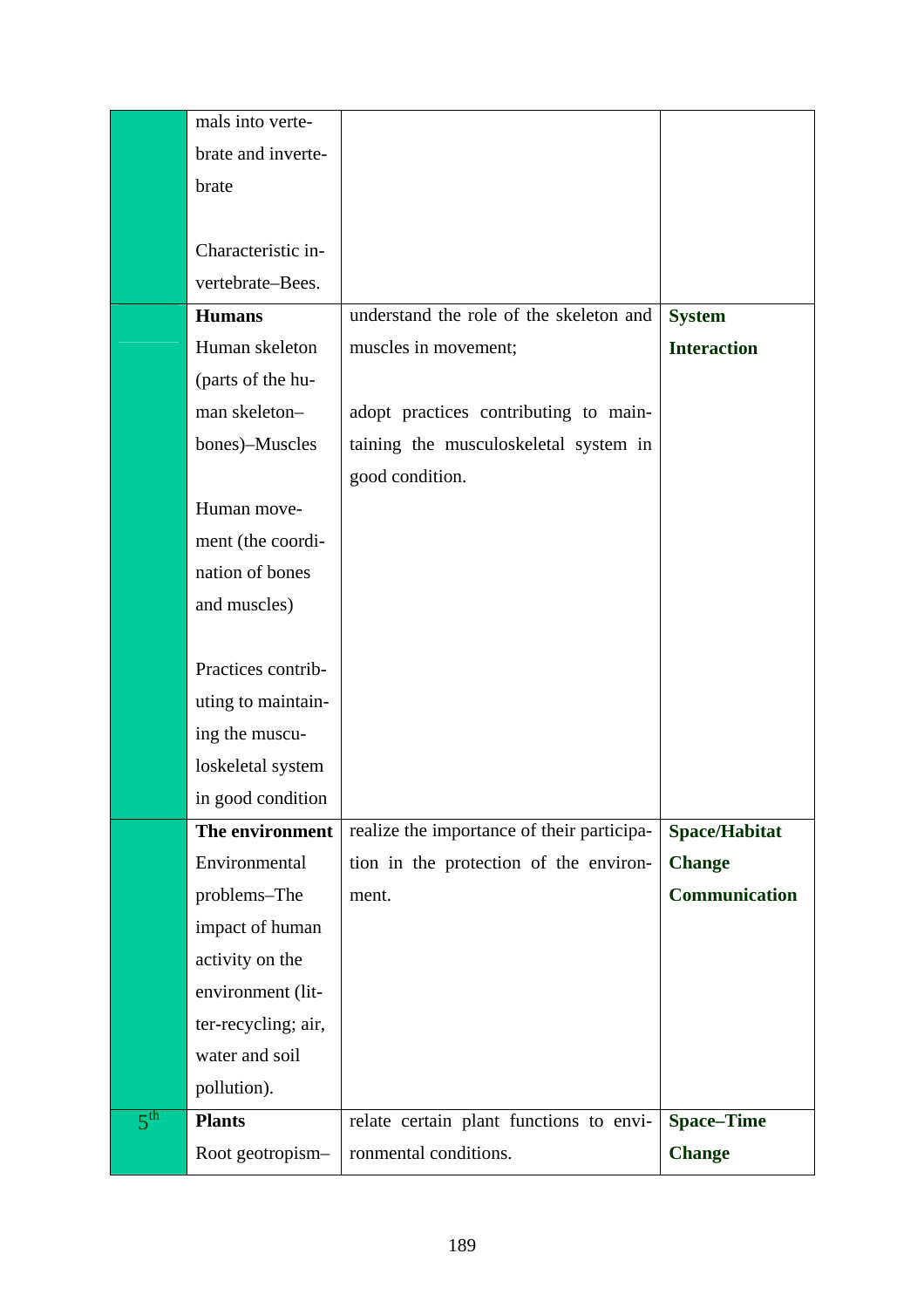| | | | |
|---|---|---|---|
| | mals into vertebrate and invertebrate<br><br>Characteristic invertebrate–Bees. | | |
| | **Humans**<br>Human skeleton (parts of the human skeleton–bones)–Muscles<br><br>Human movement (the coordination of bones and muscles)<br><br>Practices contributing to maintaining the musculoskeletal system in good condition | understand the role of the skeleton and muscles in movement;<br><br>adopt practices contributing to maintaining the musculoskeletal system in good condition. | **System**<br>**Interaction** |
| | **The environment**<br>Environmental problems–The impact of human activity on the environment (litter-recycling; air, water and soil pollution). | realize the importance of their participation in the protection of the environment. | **Space/Habitat**<br>**Change**<br>**Communication** |
| 5th | **Plants**<br>Root geotropism– | relate certain plant functions to environmental conditions. | **Space–Time**<br>**Change** |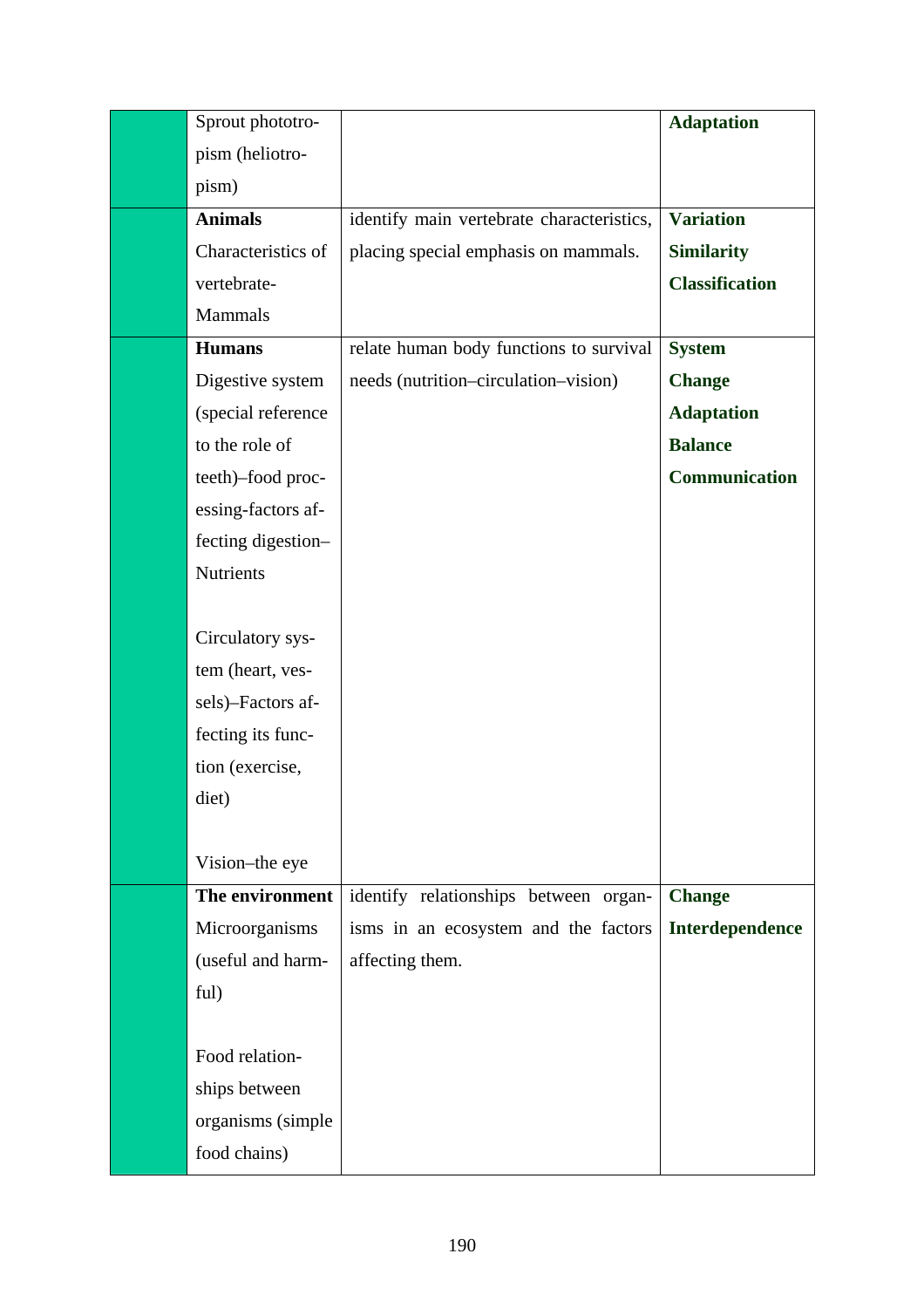| | | | |
|---|---|---|---|
| | Sprout phototropism (heliotropism) | | **Adaptation** |
| | **Animals**<br>Characteristics of vertebrate-Mammals | identify main vertebrate characteristics, placing special emphasis on mammals. | **Variation**<br>**Similarity**<br>**Classification** |
| | **Humans**<br>Digestive system (special reference to the role of teeth)–food processing-factors affecting digestion–Nutrients<br><br>Circulatory system (heart, vessels)–Factors affecting its function (exercise, diet)<br><br>Vision–the eye | relate human body functions to survival needs (nutrition–circulation–vision) | **System**<br>**Change**<br>**Adaptation**<br>**Balance**<br>**Communication** |
| | **The environment**<br>Microorganisms (useful and harmful)<br><br>Food relationships between organisms (simple food chains) | identify relationships between organisms in an ecosystem and the factors affecting them. | **Change**<br>**Interdependence** |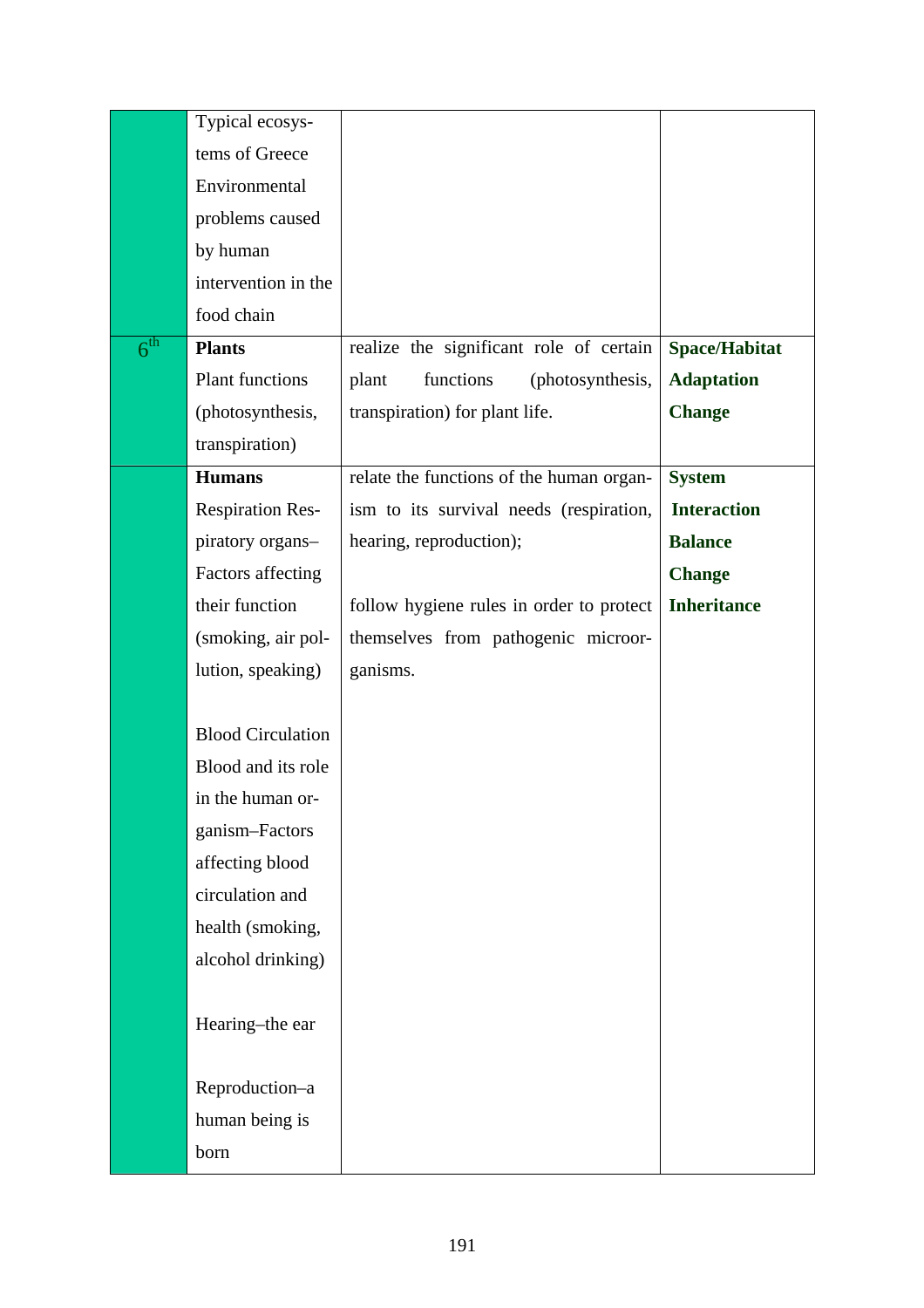|  | Typical ecosystems of Greece Environmental problems caused by human intervention in the food chain |  |  |
|---|---|---|---|
| 6th | **Plants** Plant functions (photosynthesis, transpiration) | realize the significant role of certain plant functions (photosynthesis, transpiration) for plant life. | **Space/Habitat** **Adaptation** **Change** |
|  | **Humans** Respiration Respiratory organs–Factors affecting their function (smoking, air pollution, speaking)<br><br>Blood Circulation Blood and its role in the human organism–Factors affecting blood circulation and health (smoking, alcohol drinking)<br><br>Hearing–the ear<br><br>Reproduction–a human being is born | relate the functions of the human organism to its survival needs (respiration, hearing, reproduction);<br><br>follow hygiene rules in order to protect themselves from pathogenic microorganisms. | **System** **Interaction** **Balance** **Change** **Inheritance** |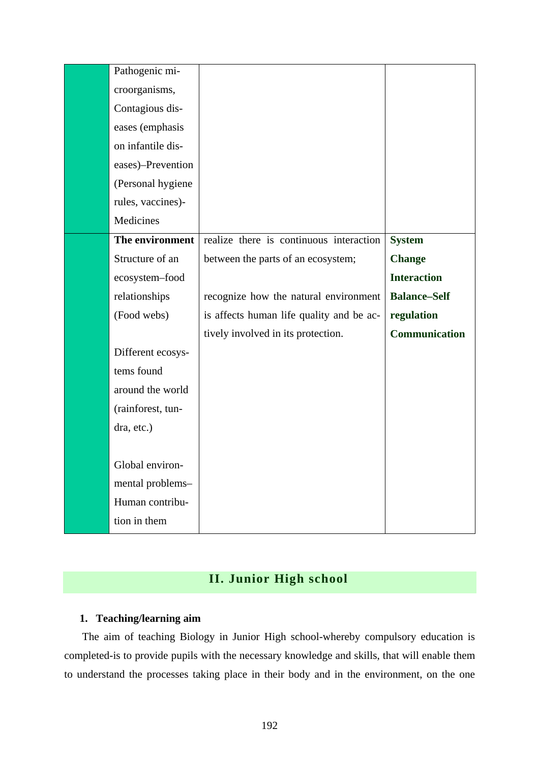| | | | |
|---|---|---|---|
| | Pathogenic microorganisms, Contagious diseases (emphasis on infantile diseases)–Prevention (Personal hygiene rules, vaccines)-Medicines | | |
| | **The environment**<br>Structure of an ecosystem–food relationships (Food webs)<br><br>Different ecosystems found around the world (rainforest, tundra, etc.)<br><br>Global environmental problems–Human contribution in them | realize there is continuous interaction between the parts of an ecosystem;<br><br>recognize how the natural environment is affects human life quality and be actively involved in its protection. | **System**<br>**Change**<br>**Interaction**<br>**Balance–Self regulation**<br>**Communication** |

## II. Junior High school

**1. Teaching/learning aim**

The aim of teaching Biology in Junior High school-whereby compulsory education is completed-is to provide pupils with the necessary knowledge and skills, that will enable them to understand the processes taking place in their body and in the environment, on the one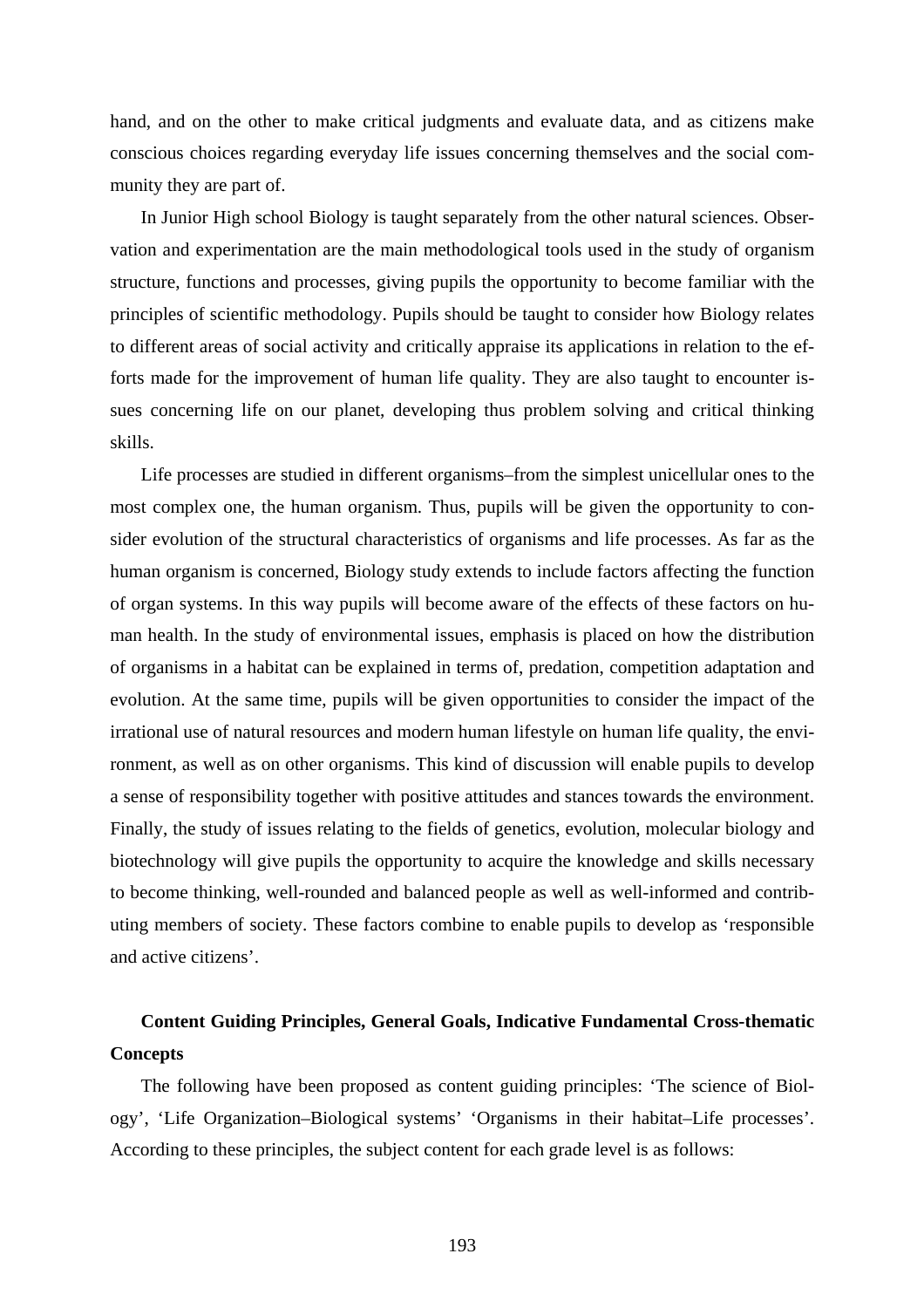hand, and on the other to make critical judgments and evaluate data, and as citizens make conscious choices regarding everyday life issues concerning themselves and the social community they are part of.

In Junior High school Biology is taught separately from the other natural sciences. Observation and experimentation are the main methodological tools used in the study of organism structure, functions and processes, giving pupils the opportunity to become familiar with the principles of scientific methodology. Pupils should be taught to consider how Biology relates to different areas of social activity and critically appraise its applications in relation to the efforts made for the improvement of human life quality. They are also taught to encounter issues concerning life on our planet, developing thus problem solving and critical thinking skills.

Life processes are studied in different organisms–from the simplest unicellular ones to the most complex one, the human organism. Thus, pupils will be given the opportunity to consider evolution of the structural characteristics of organisms and life processes. As far as the human organism is concerned, Biology study extends to include factors affecting the function of organ systems. In this way pupils will become aware of the effects of these factors on human health. In the study of environmental issues, emphasis is placed on how the distribution of organisms in a habitat can be explained in terms of, predation, competition adaptation and evolution. At the same time, pupils will be given opportunities to consider the impact of the irrational use of natural resources and modern human lifestyle on human life quality, the environment, as well as on other organisms. This kind of discussion will enable pupils to develop a sense of responsibility together with positive attitudes and stances towards the environment. Finally, the study of issues relating to the fields of genetics, evolution, molecular biology and biotechnology will give pupils the opportunity to acquire the knowledge and skills necessary to become thinking, well-rounded and balanced people as well as well-informed and contributing members of society. These factors combine to enable pupils to develop as 'responsible and active citizens'.

**Content Guiding Principles, General Goals, Indicative Fundamental Cross-thematic Concepts**

The following have been proposed as content guiding principles: 'The science of Biology', 'Life Organization–Biological systems' 'Organisms in their habitat–Life processes'. According to these principles, the subject content for each grade level is as follows: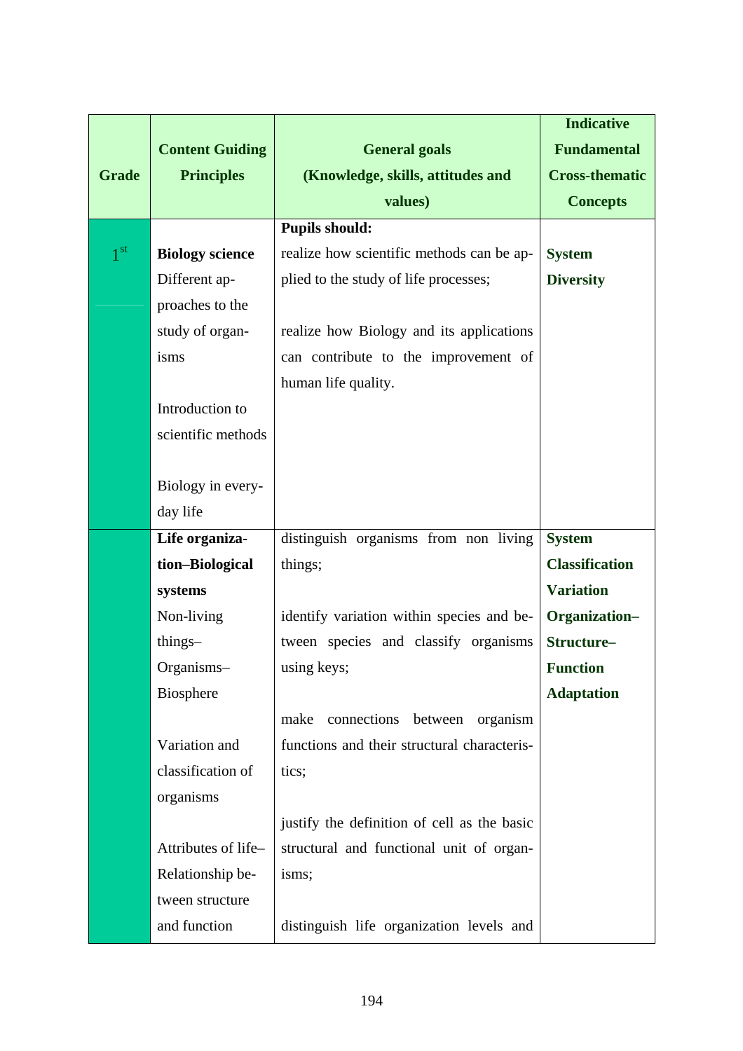| Grade | Content Guiding Principles | General goals (Knowledge, skills, attitudes and values) | Indicative Fundamental Cross-thematic Concepts |
|---|---|---|---|
| 1$^{st}$ | **Biology science** Different approaches to the study of organisms<br><br>Introduction to scientific methods<br><br>Biology in everyday life | **Pupils should:**<br>realize how scientific methods can be applied to the study of life processes;<br><br>realize how Biology and its applications can contribute to the improvement of human life quality. | **System**<br>**Diversity** |
| | **Life organization–Biological systems** Non-living things–Organisms–Biosphere<br><br>Variation and classification of organisms<br><br>Attributes of life–Relationship between structure and function | distinguish organisms from non living things;<br><br>identify variation within species and between species and classify organisms using keys;<br><br>make connections between organism functions and their structural characteristics;<br><br>justify the definition of cell as the basic structural and functional unit of organisms;<br><br>distinguish life organization levels and | **System**<br>**Classification**<br>**Variation**<br>**Organization–Structure–Function**<br>**Adaptation** |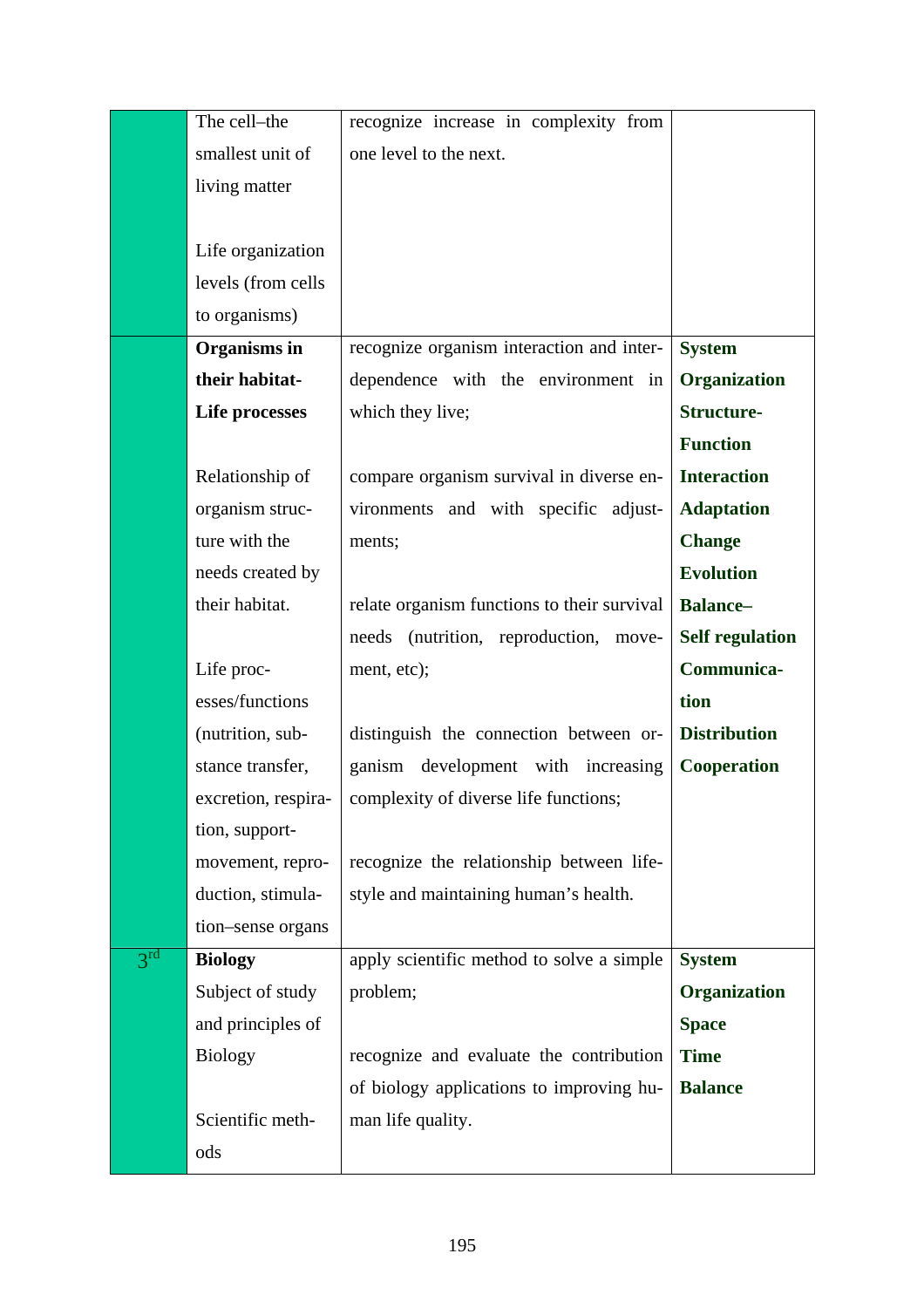| | | | |
|---|---|---|---|
| | The cell–the smallest unit of living matter<br><br>Life organization levels (from cells to organisms) | recognize increase in complexity from one level to the next. | |
| | **Organisms in their habitat- Life processes**<br><br>Relationship of organism structure with the needs created by their habitat.<br><br>Life processes/functions (nutrition, substance transfer, excretion, respiration, support-movement, reproduction, stimulation–sense organs | recognize organism interaction and interdependence with the environment in which they live;<br><br>compare organism survival in diverse environments and with specific adjustments;<br><br>relate organism functions to their survival needs (nutrition, reproduction, movement, etc);<br><br>distinguish the connection between organism development with increasing complexity of diverse life functions;<br><br>recognize the relationship between lifestyle and maintaining human's health. | **System**<br>**Organization**<br>**Structure-Function**<br>**Interaction**<br>**Adaptation**<br>**Change**<br>**Evolution**<br>**Balance–Self regulation**<br>**Communication**<br>**Distribution**<br>**Cooperation** |
| 3rd | **Biology**<br>Subject of study and principles of Biology<br><br>Scientific methods | apply scientific method to solve a simple problem;<br><br>recognize and evaluate the contribution of biology applications to improving human life quality. | **System**<br>**Organization**<br>**Space**<br>**Time**<br>**Balance** |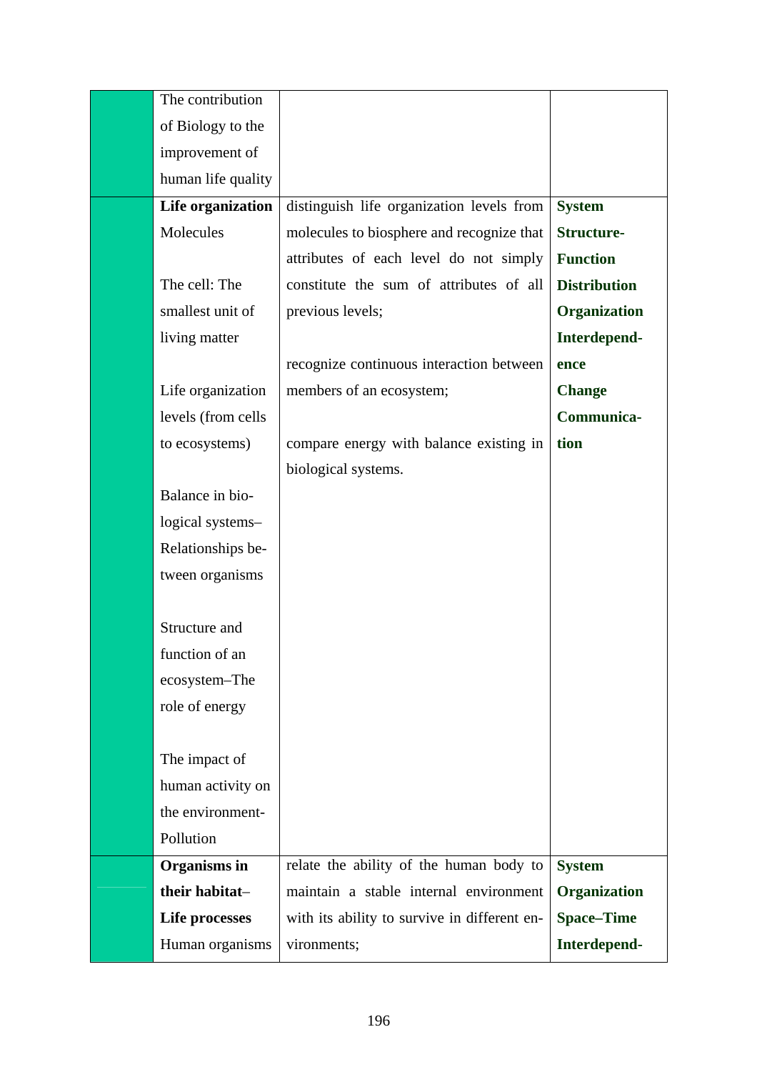| | | | |
|---|---|---|---|
| | The contribution of Biology to the improvement of human life quality | | |
| | **Life organization**<br>Molecules<br><br>The cell: The smallest unit of living matter<br><br>Life organization levels (from cells to ecosystems)<br><br>Balance in biological systems–Relationships between organisms<br><br>Structure and function of an ecosystem–The role of energy<br><br>The impact of human activity on the environment-Pollution | distinguish life organization levels from molecules to biosphere and recognize that attributes of each level do not simply constitute the sum of attributes of all previous levels;<br><br>recognize continuous interaction between members of an ecosystem;<br><br>compare energy with balance existing in biological systems. | **System**<br>**Structure-Function**<br>**Distribution**<br>**Organization**<br>**Interdependence**<br>**Change**<br>**Communication** |
| | **Organisms in their habitat– Life processes**<br>Human organisms | relate the ability of the human body to maintain a stable internal environment with its ability to survive in different environments; | **System**<br>**Organization**<br>**Space–Time**<br>**Interdepend-** |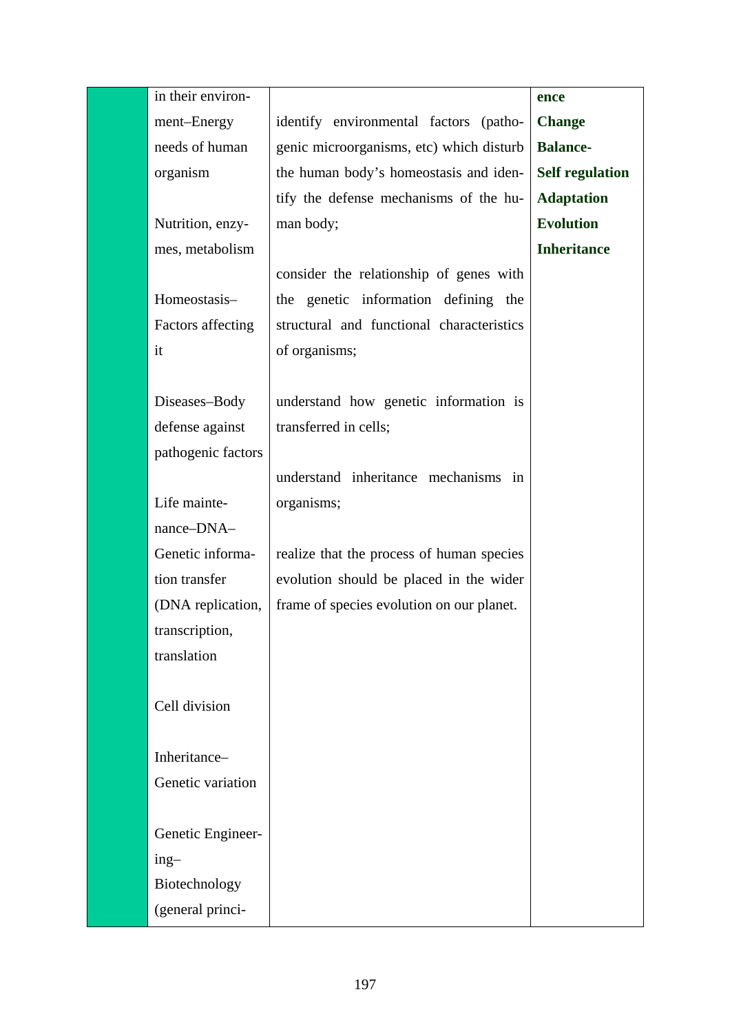| | | | |
|---|---|---|---|
| | in their environment–Energy needs of human organism<br><br>Nutrition, enzymes, metabolism<br><br>Homeostasis–Factors affecting it<br><br>Diseases–Body defense against pathogenic factors<br><br>Life maintenance–DNA–Genetic information transfer (DNA replication, transcription, translation<br><br>Cell division<br><br>Inheritance–Genetic variation<br><br>Genetic Engineering–Biotechnology (general princi- | identify environmental factors (pathogenic microorganisms, etc) which disturb the human body's homeostasis and identify the defense mechanisms of the human body;<br><br>consider the relationship of genes with the genetic information defining the structural and functional characteristics of organisms;<br><br>understand how genetic information is transferred in cells;<br><br>understand inheritance mechanisms in organisms;<br><br>realize that the process of human species evolution should be placed in the wider frame of species evolution on our planet. | **ence**<br>**Change**<br>**Balance-**<br>**Self regulation**<br>**Adaptation**<br>**Evolution**<br>**Inheritance** |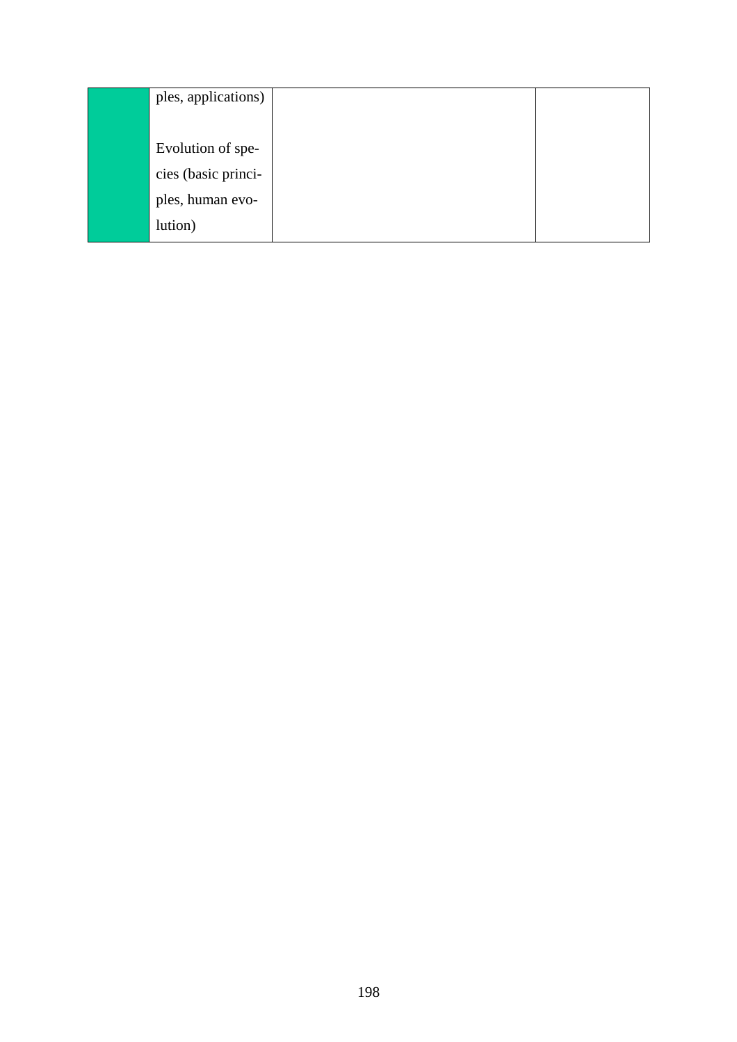| | | | |
|---|---|---|---|
| | ples, applications)<br><br>Evolution of species (basic principles, human evolution) | | |